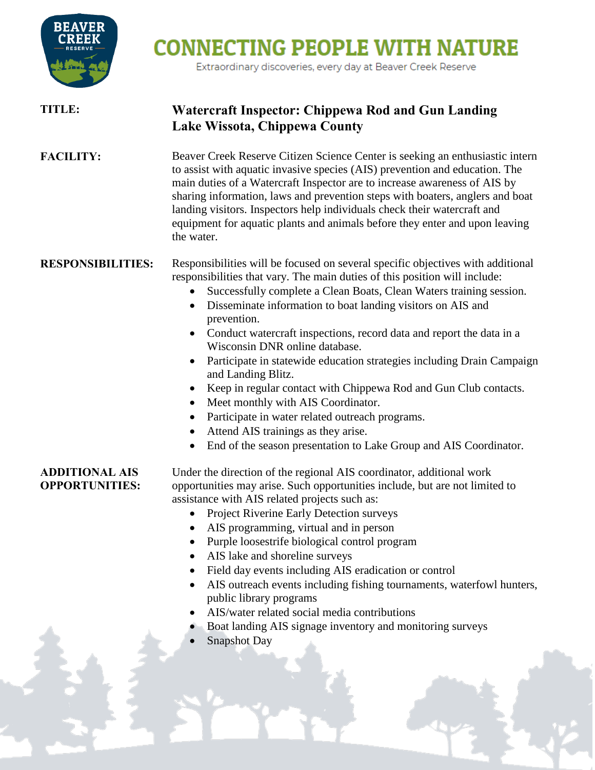# CONNECTING PEOPLE WITH NATURE

Extraordinary discoveries, every day at Beaver Creek Reserve

**TITLE:** **Watercraft Inspector: Chippewa Rod and Gun Landing Lake Wissota, Chippewa County**

**FACILITY:** Beaver Creek Reserve Citizen Science Center is seeking an enthusiastic intern to assist with aquatic invasive species (AIS) prevention and education. The main duties of a Watercraft Inspector are to increase awareness of AIS by sharing information, laws and prevention steps with boaters, anglers and boat landing visitors. Inspectors help individuals check their watercraft and equipment for aquatic plants and animals before they enter and upon leaving the water.

**RESPONSIBILITIES:** Responsibilities will be focused on several specific objectives with additional responsibilities that vary. The main duties of this position will include:

- Successfully complete a Clean Boats, Clean Waters training session.
- Disseminate information to boat landing visitors on AIS and prevention.
- Conduct watercraft inspections, record data and report the data in a Wisconsin DNR online database.
- Participate in statewide education strategies including Drain Campaign and Landing Blitz.
- Keep in regular contact with Chippewa Rod and Gun Club contacts.
- Meet monthly with AIS Coordinator.
- Participate in water related outreach programs.
- Attend AIS trainings as they arise.
- End of the season presentation to Lake Group and AIS Coordinator.

**ADDITIONAL AIS OPPORTUNITIES:** Under the direction of the regional AIS coordinator, additional work opportunities may arise. Such opportunities include, but are not limited to assistance with AIS related projects such as:

- Project Riverine Early Detection surveys
- AIS programming, virtual and in person
- Purple loosestrife biological control program
- AIS lake and shoreline surveys
- Field day events including AIS eradication or control
- AIS outreach events including fishing tournaments, waterfowl hunters, public library programs
- AIS/water related social media contributions
- Boat landing AIS signage inventory and monitoring surveys
- Snapshot Day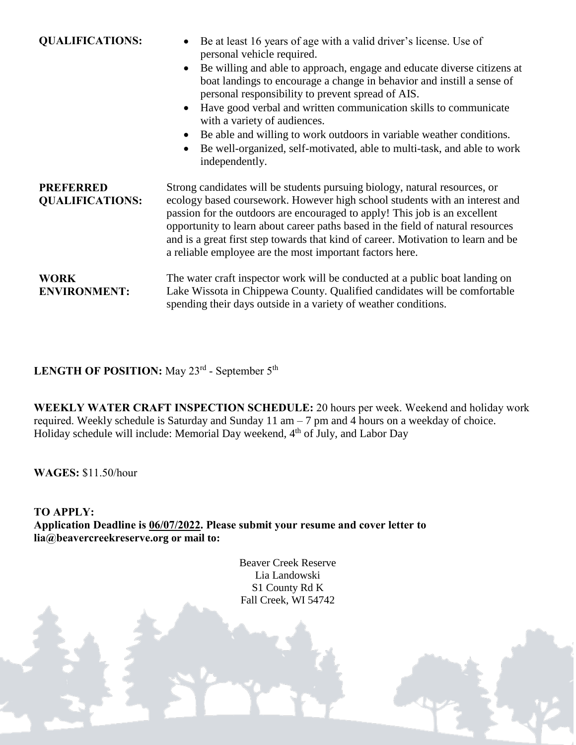**QUALIFICATIONS:**

- Be at least 16 years of age with a valid driver's license. Use of personal vehicle required.
- Be willing and able to approach, engage and educate diverse citizens at boat landings to encourage a change in behavior and instill a sense of personal responsibility to prevent spread of AIS.
- Have good verbal and written communication skills to communicate with a variety of audiences.
- Be able and willing to work outdoors in variable weather conditions.
- Be well-organized, self-motivated, able to multi-task, and able to work independently.

**PREFERRED QUALIFICATIONS:**

Strong candidates will be students pursuing biology, natural resources, or ecology based coursework. However high school students with an interest and passion for the outdoors are encouraged to apply! This job is an excellent opportunity to learn about career paths based in the field of natural resources and is a great first step towards that kind of career. Motivation to learn and be a reliable employee are the most important factors here.

**WORK ENVIRONMENT:**

The water craft inspector work will be conducted at a public boat landing on Lake Wissota in Chippewa County. Qualified candidates will be comfortable spending their days outside in a variety of weather conditions.

**LENGTH OF POSITION:** May 23rd - September 5th

**WEEKLY WATER CRAFT INSPECTION SCHEDULE:** 20 hours per week. Weekend and holiday work required. Weekly schedule is Saturday and Sunday 11 am – 7 pm and 4 hours on a weekday of choice. Holiday schedule will include: Memorial Day weekend, 4th of July, and Labor Day

**WAGES:** $11.50/hour

**TO APPLY:**
**Application Deadline is 06/07/2022. Please submit your resume and cover letter to lia@beavercreekreserve.org or mail to:**

Beaver Creek Reserve
Lia Landowski
S1 County Rd K
Fall Creek, WI 54742